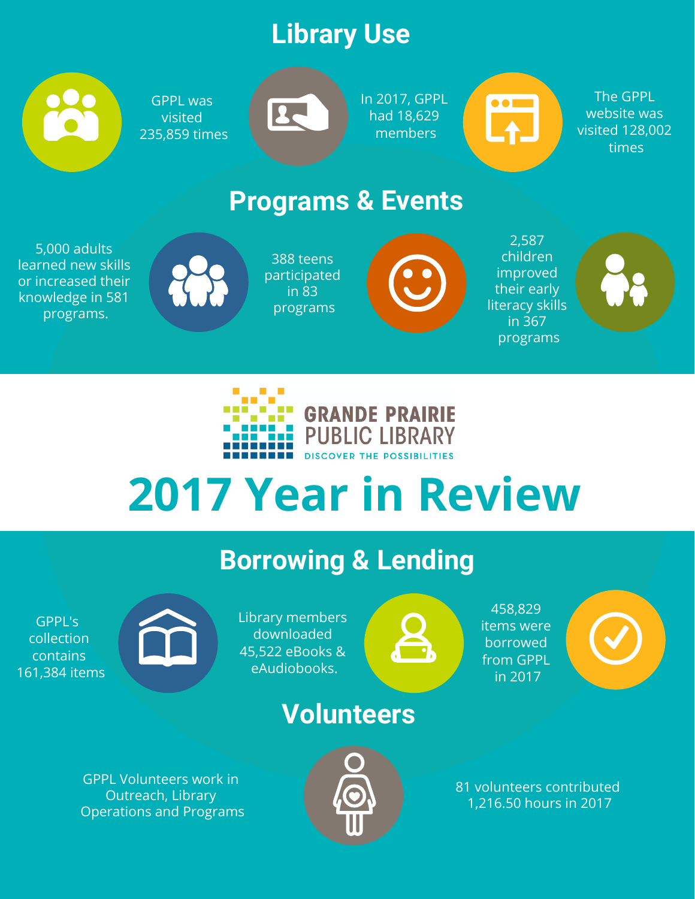## Library Use

GPPL was visited 235,859 times

In 2017, GPPL had 18,629 members

The GPPL website was visited 128,002 times

## Programs & Events

5,000 adults learned new skills or increased their knowledge in 581 programs.

388 teens participated in 83 programs

2,587 children improved their early literacy skills in 367 programs

GRANDE PRAIRIE PUBLIC LIBRARY

DISCOVER THE POSSIBILITIES

# 2017 Year in Review

## Borrowing & Lending

GPPL's collection contains 161,384 items

Library members downloaded 45,522 eBooks & eAudiobooks.

458,829 items were borrowed from GPPL in 2017

## Volunteers

GPPL Volunteers work in Outreach, Library Operations and Programs

81 volunteers contributed 1,216.50 hours in 2017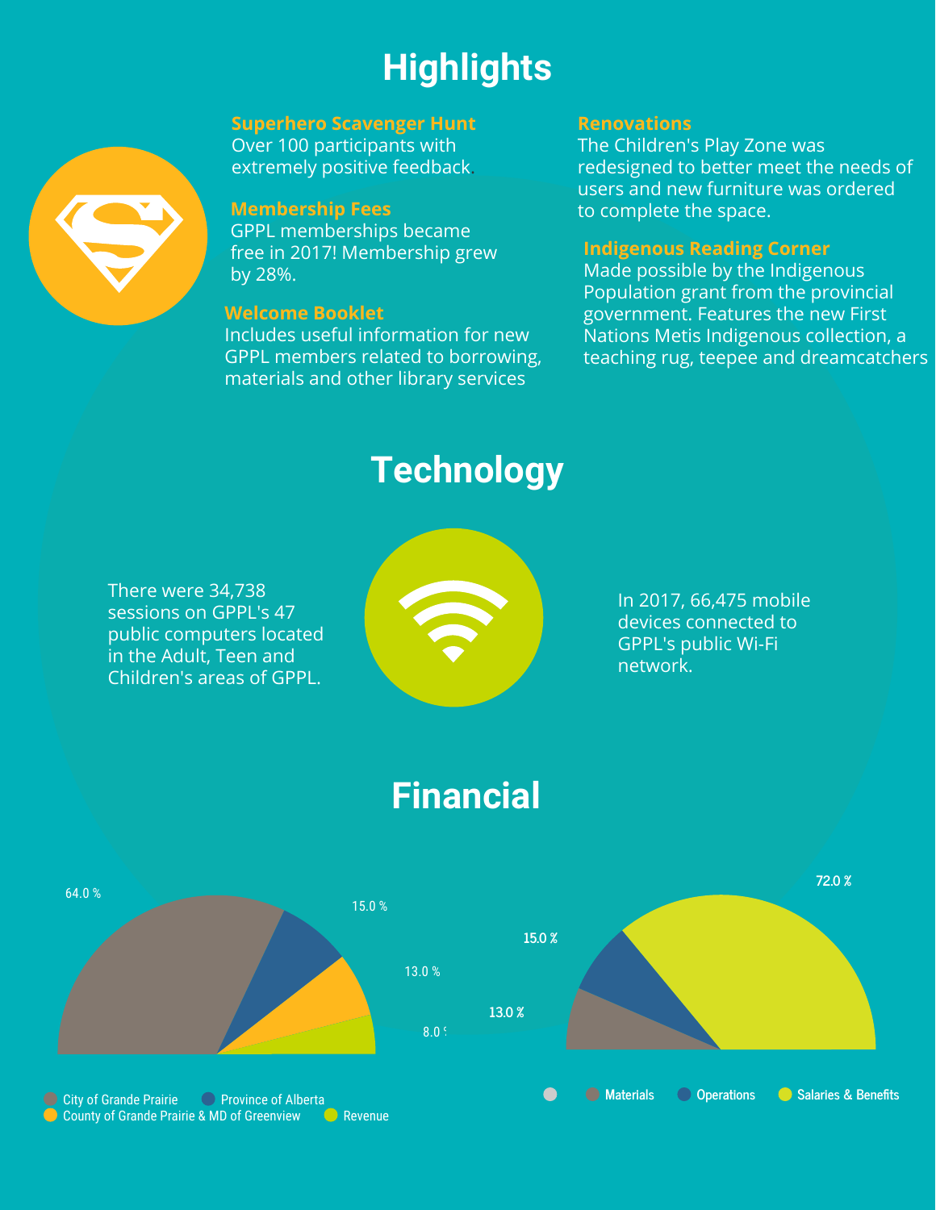# Highlights

**Superhero Scavenger Hunt**
Over 100 participants with extremely positive feedback.

**Membership Fees**
GPPL memberships became free in 2017! Membership grew by 28%.

**Welcome Booklet**
Includes useful information for new GPPL members related to borrowing, materials and other library services

**Renovations**
The Children's Play Zone was redesigned to better meet the needs of users and new furniture was ordered to complete the space.

**Indigenous Reading Corner**
Made possible by the Indigenous Population grant from the provincial government. Features the new First Nations Metis Indigenous collection, a teaching rug, teepee and dreamcatchers

# Technology

There were 34,738 sessions on GPPL's 47 public computers located in the Adult, Teen and Children's areas of GPPL.

In 2017, 66,475 mobile devices connected to GPPL's public Wi-Fi network.

# Financial

64.0 %
15.0 %
13.0 %
8.0 %

City of Grande Prairie
Province of Alberta
County of Grande Prairie & MD of Greenview
Revenue

72.0 %
15.0 %
13.0 %

Materials
Operations
Salaries & Benefits